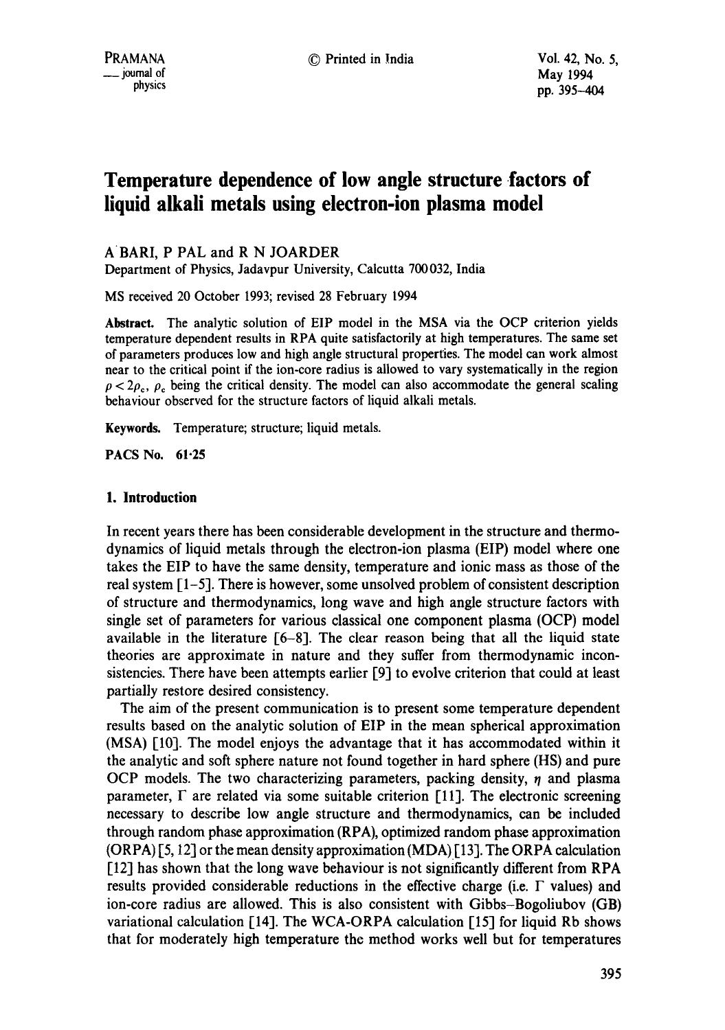# Temperature dependence of low angle structure factors of liquid alkali metals using electron-ion plasma model

A BARI, P PAL and R N JOARDER

Department of Physics, Jadavpur University, Calcutta 700 032, India

MS received 20 October 1993; revised 28 February 1994

**Abstract.** The analytic solution of EIP model in the MSA via the OCP criterion yields temperature dependent results in RPA quite satisfactorily at high temperatures. The same set of parameters produces low and high angle structural properties. The model can work almost near to the critical point if the ion-core radius is allowed to vary systematically in the region $\rho < 2\rho_c$, $\rho_c$ being the critical density. The model can also accommodate the general scaling behaviour observed for the structure factors of liquid alkali metals.

**Keywords.** Temperature; structure; liquid metals.

**PACS No.** 61·25

## 1. Introduction

In recent years there has been considerable development in the structure and thermodynamics of liquid metals through the electron-ion plasma (EIP) model where one takes the EIP to have the same density, temperature and ionic mass as those of the real system [1–5]. There is however, some unsolved problem of consistent description of structure and thermodynamics, long wave and high angle structure factors with single set of parameters for various classical one component plasma (OCP) model available in the literature [6–8]. The clear reason being that all the liquid state theories are approximate in nature and they suffer from thermodynamic inconsistencies. There have been attempts earlier [9] to evolve criterion that could at least partially restore desired consistency.

The aim of the present communication is to present some temperature dependent results based on the analytic solution of EIP in the mean spherical approximation (MSA) [10]. The model enjoys the advantage that it has accommodated within it the analytic and soft sphere nature not found together in hard sphere (HS) and pure OCP models. The two characterizing parameters, packing density, $\eta$ and plasma parameter, $\Gamma$ are related via some suitable criterion [11]. The electronic screening necessary to describe low angle structure and thermodynamics, can be included through random phase approximation (RPA), optimized random phase approximation (ORPA) [5, 12] or the mean density approximation (MDA) [13]. The ORPA calculation [12] has shown that the long wave behaviour is not significantly different from RPA results provided considerable reductions in the effective charge (i.e. $\Gamma$ values) and ion-core radius are allowed. This is also consistent with Gibbs–Bogoliubov (GB) variational calculation [14]. The WCA-ORPA calculation [15] for liquid Rb shows that for moderately high temperature the method works well but for temperatures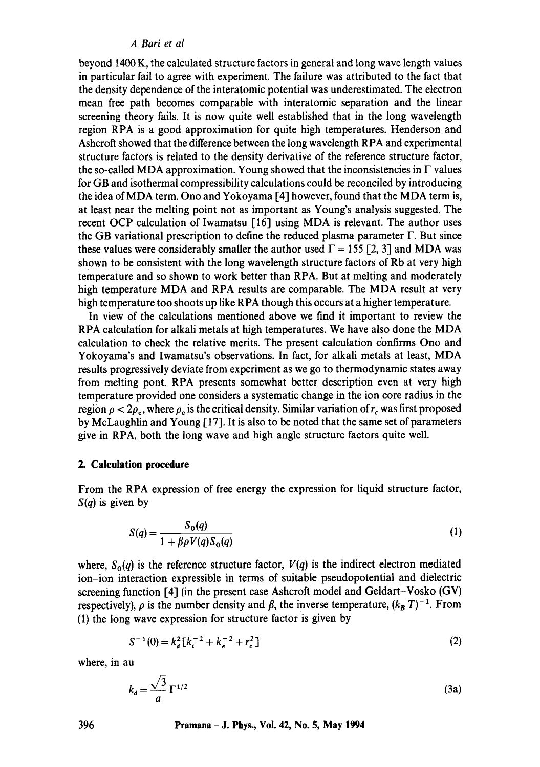beyond 1400 K, the calculated structure factors in general and long wave length values in particular fail to agree with experiment. The failure was attributed to the fact that the density dependence of the interatomic potential was underestimated. The electron mean free path becomes comparable with interatomic separation and the linear screening theory fails. It is now quite well established that in the long wavelength region RPA is a good approximation for quite high temperatures. Henderson and Ashcroft showed that the difference between the long wavelength RPA and experimental structure factors is related to the density derivative of the reference structure factor, the so-called MDA approximation. Young showed that the inconsistencies in $\Gamma$ values for GB and isothermal compressibility calculations could be reconciled by introducing the idea of MDA term. Ono and Yokoyama [4] however, found that the MDA term is, at least near the melting point not as important as Young's analysis suggested. The recent OCP calculation of Iwamatsu [16] using MDA is relevant. The author uses the GB variational prescription to define the reduced plasma parameter $\Gamma$. But since these values were considerably smaller the author used $\Gamma = 155$ [2, 3] and MDA was shown to be consistent with the long wavelength structure factors of Rb at very high temperature and so shown to work better than RPA. But at melting and moderately high temperature MDA and RPA results are comparable. The MDA result at very high temperature too shoots up like RPA though this occurs at a higher temperature.

In view of the calculations mentioned above we find it important to review the RPA calculation for alkali metals at high temperatures. We have also done the MDA calculation to check the relative merits. The present calculation confirms Ono and Yokoyama's and Iwamatsu's observations. In fact, for alkali metals at least, MDA results progressively deviate from experiment as we go to thermodynamic states away from melting pont. RPA presents somewhat better description even at very high temperature provided one considers a systematic change in the ion core radius in the region $\rho < 2\rho_c$, where $\rho_c$ is the critical density. Similar variation of $r_c$ was first proposed by McLaughlin and Young [17]. It is also to be noted that the same set of parameters give in RPA, both the long wave and high angle structure factors quite well.

## 2. Calculation procedure

From the RPA expression of free energy the expression for liquid structure factor, $S(q)$ is given by

$$S(q) = \frac{S_0(q)}{1 + \beta \rho V(q) S_0(q)} \tag{1}$$

where, $S_0(q)$ is the reference structure factor, $V(q)$ is the indirect electron mediated ion–ion interaction expressible in terms of suitable pseudopotential and dielectric screening function [4] (in the present case Ashcroft model and Geldart–Vosko (GV) respectively), $\rho$ is the number density and $\beta$, the inverse temperature, $(k_B T)^{-1}$. From (1) the long wave expression for structure factor is given by

$$S^{-1}(0) = k_d^2 [k_i^{-2} + k_e^{-2} + r_c^2] \tag{2}$$

where, in au

$$k_d = \frac{\sqrt{3}}{a} \Gamma^{1/2} \tag{3a}$$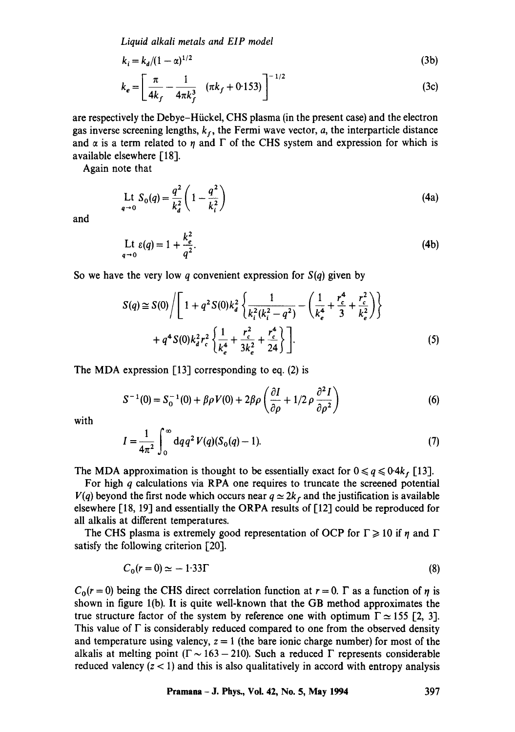$$k_i = k_d/(1-\alpha)^{1/2} \tag{3b}$$

$$k_e = \left[\frac{\pi}{4k_f} - \frac{1}{4\pi k_f^3}\quad(\pi k_f + 0{\cdot}153)\right]^{-1/2} \tag{3c}$$

are respectively the Debye–Hückel, CHS plasma (in the present case) and the electron gas inverse screening lengths, $k_f$, the Fermi wave vector, $a$, the interparticle distance and $\alpha$ is a term related to $\eta$ and $\Gamma$ of the CHS system and expression for which is available elsewhere [18].

Again note that

$$\underset{q\to 0}{\mathrm{Lt}}\; S_0(q) = \frac{q^2}{k_d^2}\left(1 - \frac{q^2}{k_i^2}\right) \tag{4a}$$

and

$$\underset{q\to 0}{\mathrm{Lt}}\; \varepsilon(q) = 1 + \frac{k_e^2}{q^2}. \tag{4b}$$

So we have the very low $q$ convenient expression for $S(q)$ given by

$$S(q) \cong S(0)\Bigg/\left[1 + q^2 S(0)k_d^2\left\{\frac{1}{k_i^2(k_i^2 - q^2)} - \left(\frac{1}{k_e^4} + \frac{r_c^4}{3} + \frac{r_c^2}{k_e^2}\right)\right\} + q^4 S(0)k_d^2 r_c^2\left\{\frac{1}{k_e^4} + \frac{r_c^2}{3k_e^2} + \frac{r_c^4}{24}\right\}\right]. \tag{5}$$

The MDA expression [13] corresponding to eq. (2) is

$$S^{-1}(0) = S_0^{-1}(0) + \beta\rho V(0) + 2\beta\rho\left(\frac{\partial I}{\partial\rho} + 1/2\,\rho\,\frac{\partial^2 I}{\partial\rho^2}\right) \tag{6}$$

with

$$I = \frac{1}{4\pi^2}\int_0^\infty \mathrm{d}q\, q^2\, V(q)(S_0(q) - 1). \tag{7}$$

The MDA approximation is thought to be essentially exact for $0 \leqslant q \leqslant 0{\cdot}4k_f$ [13].

For high $q$ calculations via RPA one requires to truncate the screened potential $V(q)$ beyond the first node which occurs near $q \simeq 2k_f$ and the justification is available elsewhere [18, 19] and essentially the ORPA results of [12] could be reproduced for all alkalis at different temperatures.

The CHS plasma is extremely good representation of OCP for $\Gamma \geqslant 10$ if $\eta$ and $\Gamma$ satisfy the following criterion [20].

$$C_0(r=0) \simeq -1{\cdot}33\Gamma \tag{8}$$

$C_0(r=0)$ being the CHS direct correlation function at $r=0$. $\Gamma$ as a function of $\eta$ is shown in figure 1(b). It is quite well-known that the GB method approximates the true structure factor of the system by reference one with optimum $\Gamma \simeq 155$ [2, 3]. This value of $\Gamma$ is considerably reduced compared to one from the observed density and temperature using valency, $z = 1$ (the bare ionic charge number) for most of the alkalis at melting point ($\Gamma \sim 163 - 210$). Such a reduced $\Gamma$ represents considerable reduced valency ($z < 1$) and this is also qualitatively in accord with entropy analysis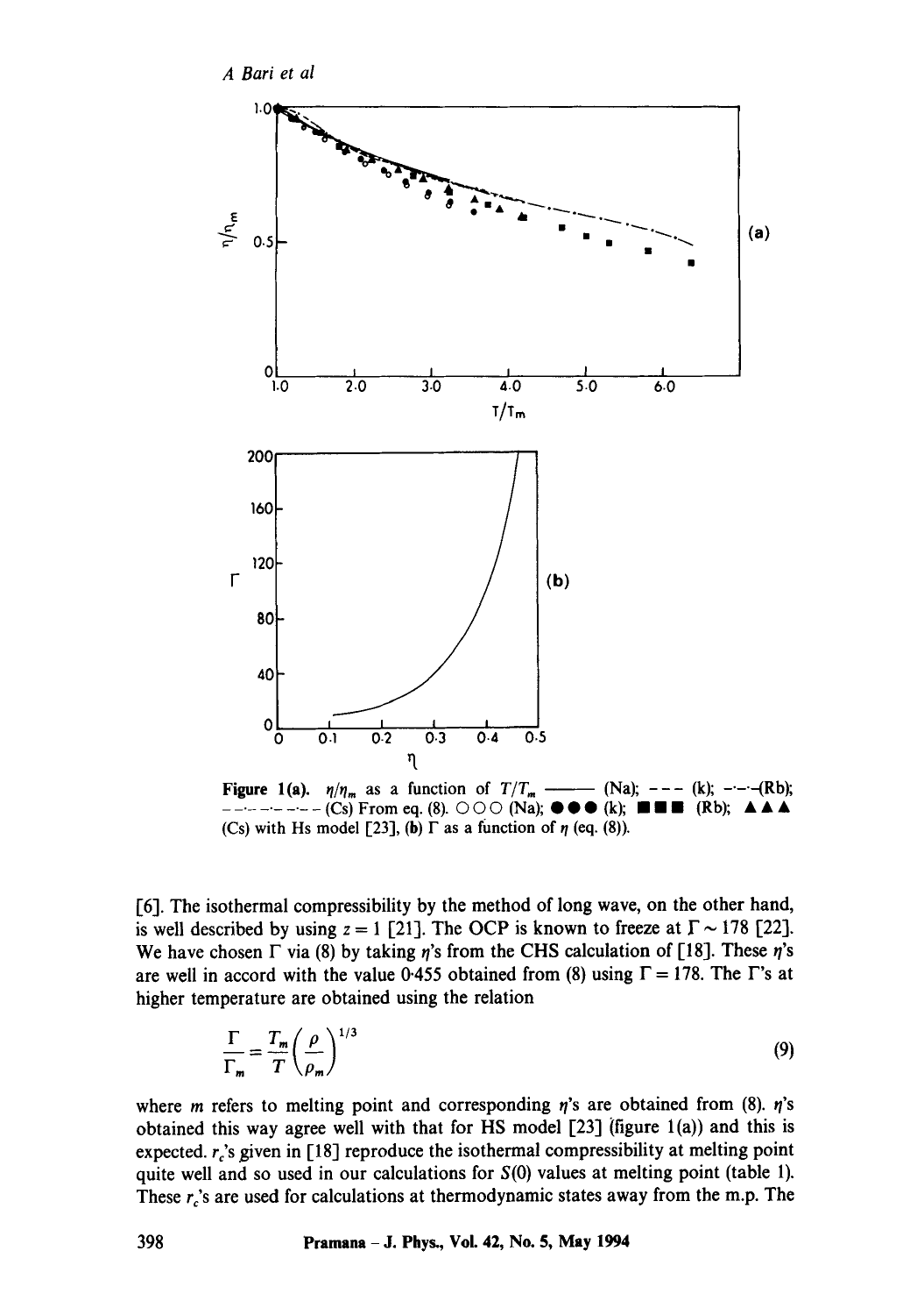**Figure 1(a).** $\eta/\eta_m$ as a function of $T/T_m$ ——— (Na); - - - (k); -·-·-(Rb); - - -·- - -·- - (Cs) From eq. (8). ○○○ (Na); ●●● (k); ■■■ (Rb); ▲▲▲ (Cs) with Hs model [23], (**b**) $\Gamma$ as a function of $\eta$ (eq. (8)).

[6]. The isothermal compressibility by the method of long wave, on the other hand, is well described by using $z = 1$ [21]. The OCP is known to freeze at $\Gamma \sim 178$ [22]. We have chosen $\Gamma$ via (8) by taking $\eta$'s from the CHS calculation of [18]. These $\eta$'s are well in accord with the value 0·455 obtained from (8) using $\Gamma = 178$. The $\Gamma$'s at higher temperature are obtained using the relation

$$\frac{\Gamma}{\Gamma_m} = \frac{T_m}{T}\left(\frac{\rho}{\rho_m}\right)^{1/3} \tag{9}$$

where $m$ refers to melting point and corresponding $\eta$'s are obtained from (8). $\eta$'s obtained this way agree well with that for HS model [23] (figure 1(a)) and this is expected. $r_c$'s given in [18] reproduce the isothermal compressibility at melting point quite well and so used in our calculations for $S(0)$ values at melting point (table 1). These $r_c$'s are used for calculations at thermodynamic states away from the m.p. The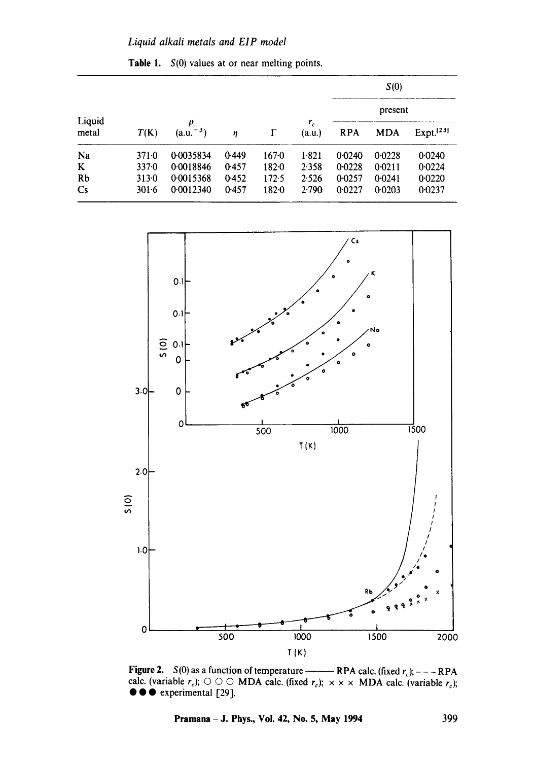**Table 1.** $S(0)$ values at or near melting points.

| Liquid metal | $T$(K) | $\rho$ (a.u.$^{-3}$) | $\eta$ | $\Gamma$ | $r_c$ (a.u.) | $S(0)$ present RPA | $S(0)$ present MDA | $S(0)$ Expt.[23] |
|---|---|---|---|---|---|---|---|---|
| Na | 371·0 | 0·0035834 | 0·449 | 167·0 | 1·821 | 0·0240 | 0·0228 | 0·0240 |
| K | 337·0 | 0·0018846 | 0·457 | 182·0 | 2·358 | 0·0228 | 0·0211 | 0·0224 |
| Rb | 313·0 | 0·0015368 | 0·452 | 172·5 | 2·526 | 0·0257 | 0·0241 | 0·0220 |
| Cs | 301·6 | 0·0012340 | 0·457 | 182·0 | 2·790 | 0·0227 | 0·0203 | 0·0237 |

**Figure 2.** $S(0)$ as a function of temperature ——— RPA calc. (fixed $r_c$); – – – RPA calc. (variable $r_c$); ○ ○ ○ MDA calc. (fixed $r_c$); × × × MDA calc. (variable $r_c$); ● ● ● experimental [29].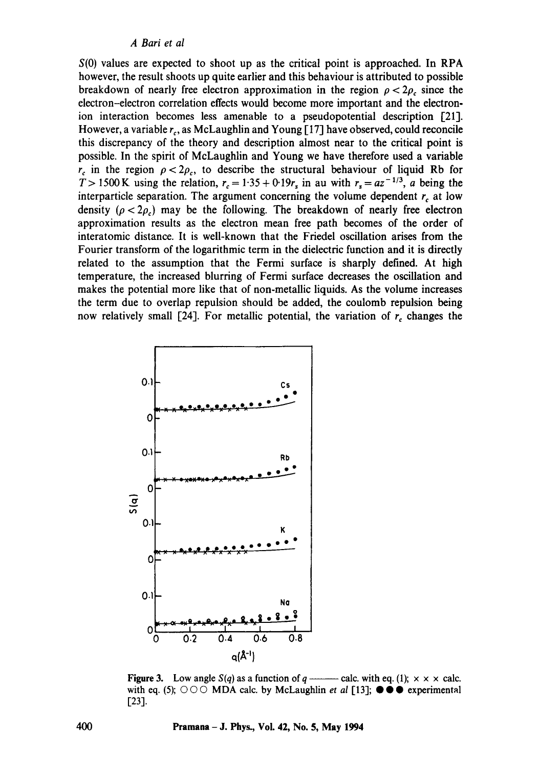$S(0)$ values are expected to shoot up as the critical point is approached. In RPA however, the result shoots up quite earlier and this behaviour is attributed to possible breakdown of nearly free electron approximation in the region $\rho < 2\rho_c$ since the electron–electron correlation effects would become more important and the electron-ion interaction becomes less amenable to a pseudopotential description [21]. However, a variable $r_c$, as McLaughlin and Young [17] have observed, could reconcile this discrepancy of the theory and description almost near to the critical point is possible. In the spirit of McLaughlin and Young we have therefore used a variable $r_c$ in the region $\rho < 2\rho_c$, to describe the structural behaviour of liquid Rb for $T > 1500\,\mathrm{K}$ using the relation, $r_c = 1{\cdot}35 + 0{\cdot}19 r_s$ in au with $r_s = az^{-1/3}$, $a$ being the interparticle separation. The argument concerning the volume dependent $r_c$ at low density ($\rho < 2\rho_c$) may be the following. The breakdown of nearly free electron approximation results as the electron mean free path becomes of the order of interatomic distance. It is well-known that the Friedel oscillation arises from the Fourier transform of the logarithmic term in the dielectric function and it is directly related to the assumption that the Fermi surface is sharply defined. At high temperature, the increased blurring of Fermi surface decreases the oscillation and makes the potential more like that of non-metallic liquids. As the volume increases the term due to overlap repulsion should be added, the coulomb repulsion being now relatively small [24]. For metallic potential, the variation of $r_c$ changes the

**Figure 3.** Low angle $S(q)$ as a function of $q$ ——— calc. with eq. (1); × × × calc. with eq. (5); ○○○ MDA calc. by McLaughlin *et al* [13]; ●●● experimental [23].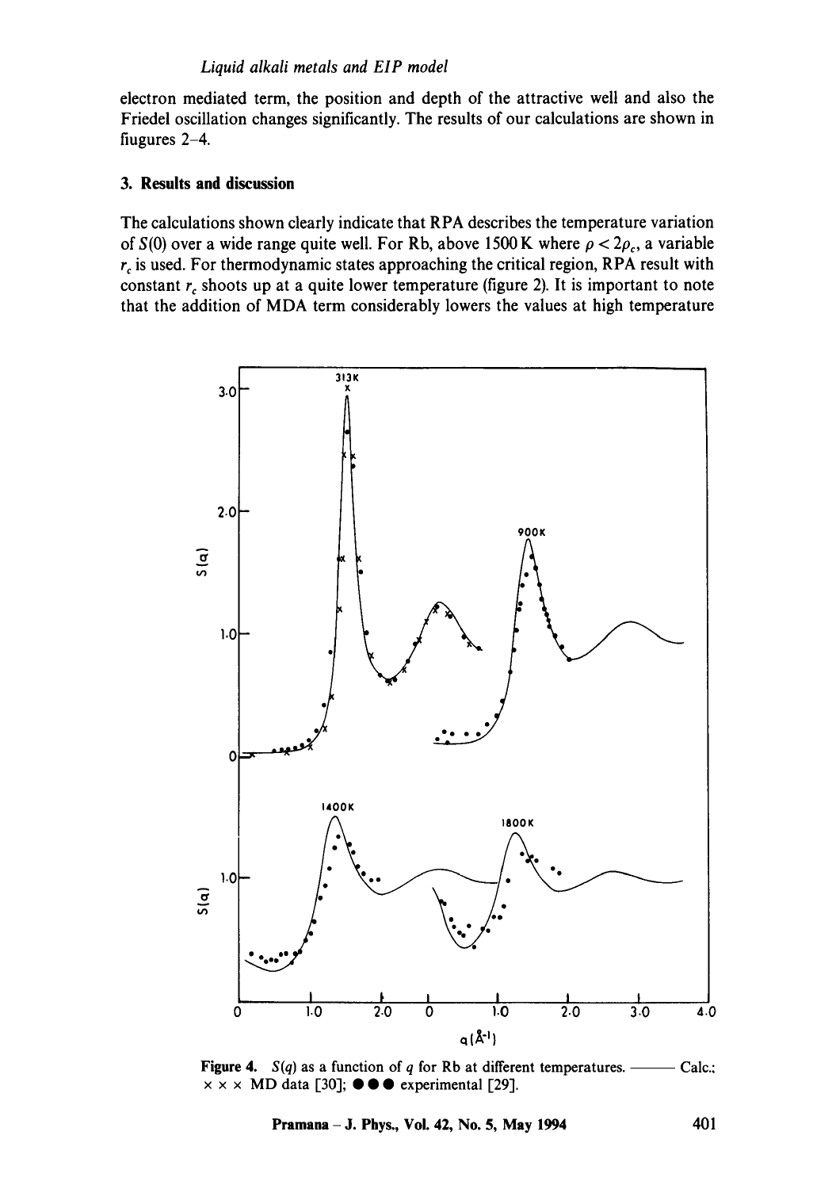electron mediated term, the position and depth of the attractive well and also the Friedel oscillation changes significantly. The results of our calculations are shown in fiugures 2–4.

## 3. Results and discussion

The calculations shown clearly indicate that RPA describes the temperature variation of $S(0)$ over a wide range quite well. For Rb, above 1500 K where $\rho < 2\rho_c$, a variable $r_c$ is used. For thermodynamic states approaching the critical region, RPA result with constant $r_c$ shoots up at a quite lower temperature (figure 2). It is important to note that the addition of MDA term considerably lowers the values at high temperature

**Figure 4.** $S(q)$ as a function of $q$ for Rb at different temperatures. ——— Calc.; × × × MD data [30]; ● ● ● experimental [29].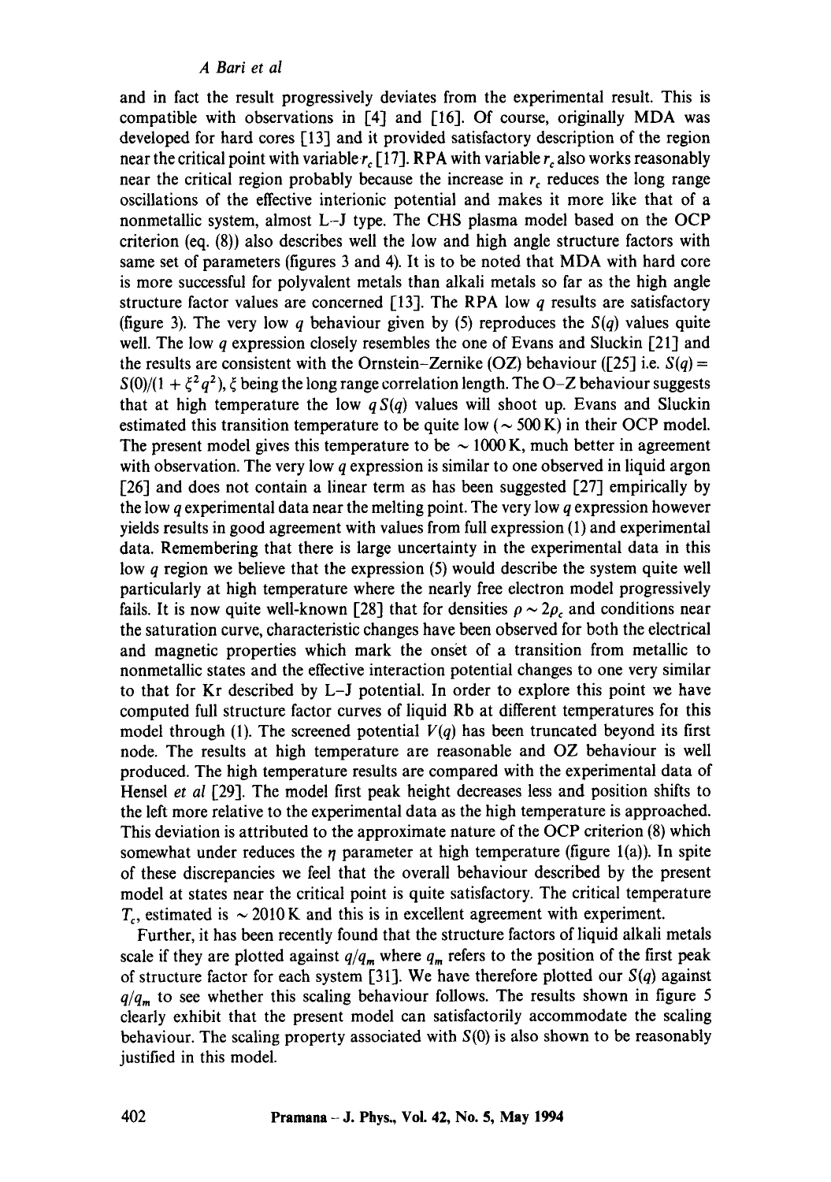and in fact the result progressively deviates from the experimental result. This is compatible with observations in [4] and [16]. Of course, originally MDA was developed for hard cores [13] and it provided satisfactory description of the region near the critical point with variable $r_c$ [17]. RPA with variable $r_c$ also works reasonably near the critical region probably because the increase in $r_c$ reduces the long range oscillations of the effective interionic potential and makes it more like that of a nonmetallic system, almost L–J type. The CHS plasma model based on the OCP criterion (eq. (8)) also describes well the low and high angle structure factors with same set of parameters (figures 3 and 4). It is to be noted that MDA with hard core is more successful for polyvalent metals than alkali metals so far as the high angle structure factor values are concerned [13]. The RPA low $q$ results are satisfactory (figure 3). The very low $q$ behaviour given by (5) reproduces the $S(q)$ values quite well. The low $q$ expression closely resembles the one of Evans and Sluckin [21] and the results are consistent with the Ornstein–Zernike (OZ) behaviour ([25] i.e. $S(q) = S(0)/(1 + \xi^2 q^2)$, $\xi$ being the long range correlation length. The O–Z behaviour suggests that at high temperature the low $q\,S(q)$ values will shoot up. Evans and Sluckin estimated this transition temperature to be quite low ($\sim 500$ K) in their OCP model. The present model gives this temperature to be $\sim 1000$ K, much better in agreement with observation. The very low $q$ expression is similar to one observed in liquid argon [26] and does not contain a linear term as has been suggested [27] empirically by the low $q$ experimental data near the melting point. The very low $q$ expression however yields results in good agreement with values from full expression (1) and experimental data. Remembering that there is large uncertainty in the experimental data in this low $q$ region we believe that the expression (5) would describe the system quite well particularly at high temperature where the nearly free electron model progressively fails. It is now quite well-known [28] that for densities $\rho \sim 2\rho_c$ and conditions near the saturation curve, characteristic changes have been observed for both the electrical and magnetic properties which mark the onset of a transition from metallic to nonmetallic states and the effective interaction potential changes to one very similar to that for Kr described by L–J potential. In order to explore this point we have computed full structure factor curves of liquid Rb at different temperatures for this model through (1). The screened potential $V(q)$ has been truncated beyond its first node. The results at high temperature are reasonable and OZ behaviour is well produced. The high temperature results are compared with the experimental data of Hensel *et al* [29]. The model first peak height decreases less and position shifts to the left more relative to the experimental data as the high temperature is approached. This deviation is attributed to the approximate nature of the OCP criterion (8) which somewhat under reduces the $\eta$ parameter at high temperature (figure 1(a)). In spite of these discrepancies we feel that the overall behaviour described by the present model at states near the critical point is quite satisfactory. The critical temperature $T_c$, estimated is $\sim 2010$ K and this is in excellent agreement with experiment.

Further, it has been recently found that the structure factors of liquid alkali metals scale if they are plotted against $q/q_m$ where $q_m$ refers to the position of the first peak of structure factor for each system [31]. We have therefore plotted our $S(q)$ against $q/q_m$ to see whether this scaling behaviour follows. The results shown in figure 5 clearly exhibit that the present model can satisfactorily accommodate the scaling behaviour. The scaling property associated with $S(0)$ is also shown to be reasonably justified in this model.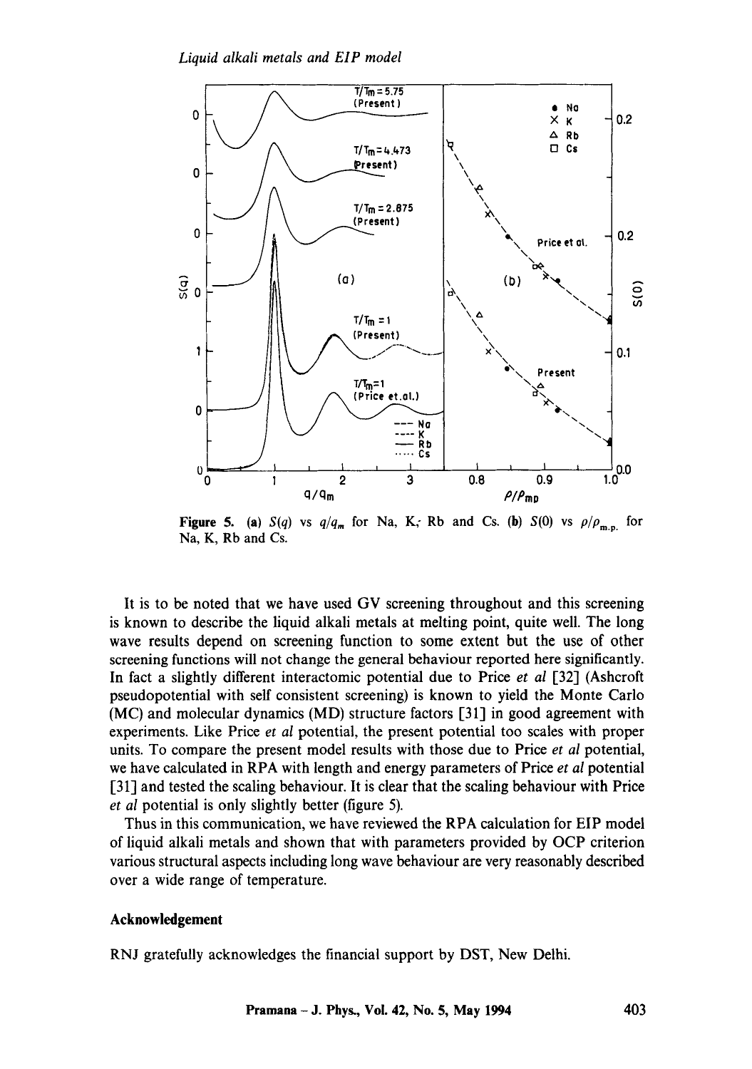**Figure 5.** (a) $S(q)$ vs $q/q_m$ for Na, K, Rb and Cs. (b) $S(0)$ vs $\rho/\rho_{m.p.}$ for Na, K, Rb and Cs.

It is to be noted that we have used GV screening throughout and this screening is known to describe the liquid alkali metals at melting point, quite well. The long wave results depend on screening function to some extent but the use of other screening functions will not change the general behaviour reported here significantly. In fact a slightly different interactomic potential due to Price *et al* [32] (Ashcroft pseudopotential with self consistent screening) is known to yield the Monte Carlo (MC) and molecular dynamics (MD) structure factors [31] in good agreement with experiments. Like Price *et al* potential, the present potential too scales with proper units. To compare the present model results with those due to Price *et al* potential, we have calculated in RPA with length and energy parameters of Price *et al* potential [31] and tested the scaling behaviour. It is clear that the scaling behaviour with Price *et al* potential is only slightly better (figure 5).

Thus in this communication, we have reviewed the RPA calculation for EIP model of liquid alkali metals and shown that with parameters provided by OCP criterion various structural aspects including long wave behaviour are very reasonably described over a wide range of temperature.

## Acknowledgement

RNJ gratefully acknowledges the financial support by DST, New Delhi.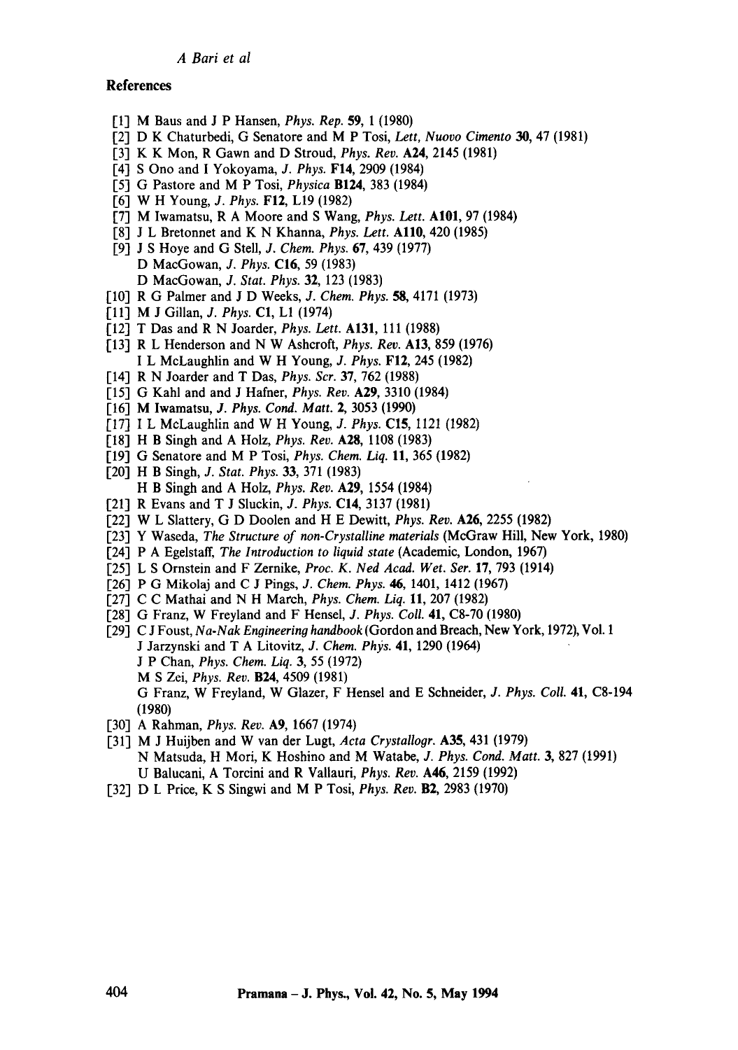## References

[1] M Baus and J P Hansen, *Phys. Rep.* **59**, 1 (1980)

[2] D K Chaturbedi, G Senatore and M P Tosi, *Lett, Nuovo Cimento* **30**, 47 (1981)

[3] K K Mon, R Gawn and D Stroud, *Phys. Rev.* **A24**, 2145 (1981)

[4] S Ono and I Yokoyama, *J. Phys.* **F14**, 2909 (1984)

[5] G Pastore and M P Tosi, *Physica* **B124**, 383 (1984)

[6] W H Young, *J. Phys.* **F12**, L19 (1982)

[7] M Iwamatsu, R A Moore and S Wang, *Phys. Lett.* **A101**, 97 (1984)

[8] J L Bretonnet and K N Khanna, *Phys. Lett.* **A110**, 420 (1985)

[9] J S Hoye and G Stell, *J. Chem. Phys.* **67**, 439 (1977)
D MacGowan, *J. Phys.* **C16**, 59 (1983)
D MacGowan, *J. Stat. Phys.* **32**, 123 (1983)

[10] R G Palmer and J D Weeks, *J. Chem. Phys.* **58**, 4171 (1973)

[11] M J Gillan, *J. Phys.* **C1**, L1 (1974)

[12] T Das and R N Joarder, *Phys. Lett.* **A131**, 111 (1988)

[13] R L Henderson and N W Ashcroft, *Phys. Rev.* **A13**, 859 (1976)
I L McLaughlin and W H Young, *J. Phys.* **F12**, 245 (1982)

[14] R N Joarder and T Das, *Phys. Scr.* **37**, 762 (1988)

[15] G Kahl and and J Hafner, *Phys. Rev.* **A29**, 3310 (1984)

[16] M Iwamatsu, *J. Phys. Cond. Matt.* **2**, 3053 (1990)

[17] I L McLaughlin and W H Young, *J. Phys.* **C15**, 1121 (1982)

[18] H B Singh and A Holz, *Phys. Rev.* **A28**, 1108 (1983)

[19] G Senatore and M P Tosi, *Phys. Chem. Liq.* **11**, 365 (1982)

[20] H B Singh, *J. Stat. Phys.* **33**, 371 (1983)
H B Singh and A Holz, *Phys. Rev.* **A29**, 1554 (1984)

[21] R Evans and T J Sluckin, *J. Phys.* **C14**, 3137 (1981)

[22] W L Slattery, G D Doolen and H E Dewitt, *Phys. Rev.* **A26**, 2255 (1982)

[23] Y Waseda, *The Structure of non-Crystalline materials* (McGraw Hill, New York, 1980)

[24] P A Egelstaff, *The Introduction to liquid state* (Academic, London, 1967)

[25] L S Ornstein and F Zernike, *Proc. K. Ned Acad. Wet. Ser.* **17**, 793 (1914)

[26] P G Mikolaj and C J Pings, *J. Chem. Phys.* **46**, 1401, 1412 (1967)

[27] C C Mathai and N H March, *Phys. Chem. Liq.* **11**, 207 (1982)

[28] G Franz, W Freyland and F Hensel, *J. Phys. Coll.* **41**, C8-70 (1980)

[29] C J Foust, *Na-Nak Engineering handbook* (Gordon and Breach, New York, 1972), Vol. 1
J Jarzynski and T A Litovitz, *J. Chem. Phys.* **41**, 1290 (1964)
J P Chan, *Phys. Chem. Liq.* **3**, 55 (1972)
M S Zei, *Phys. Rev.* **B24**, 4509 (1981)
G Franz, W Freyland, W Glazer, F Hensel and E Schneider, *J. Phys. Coll.* **41**, C8-194 (1980)

[30] A Rahman, *Phys. Rev.* **A9**, 1667 (1974)

[31] M J Huijben and W van der Lugt, *Acta Crystallogr.* **A35**, 431 (1979)
N Matsuda, H Mori, K Hoshino and M Watabe, *J. Phys. Cond. Matt.* **3**, 827 (1991)
U Balucani, A Torcini and R Vallauri, *Phys. Rev.* **A46**, 2159 (1992)

[32] D L Price, K S Singwi and M P Tosi, *Phys. Rev.* **B2**, 2983 (1970)